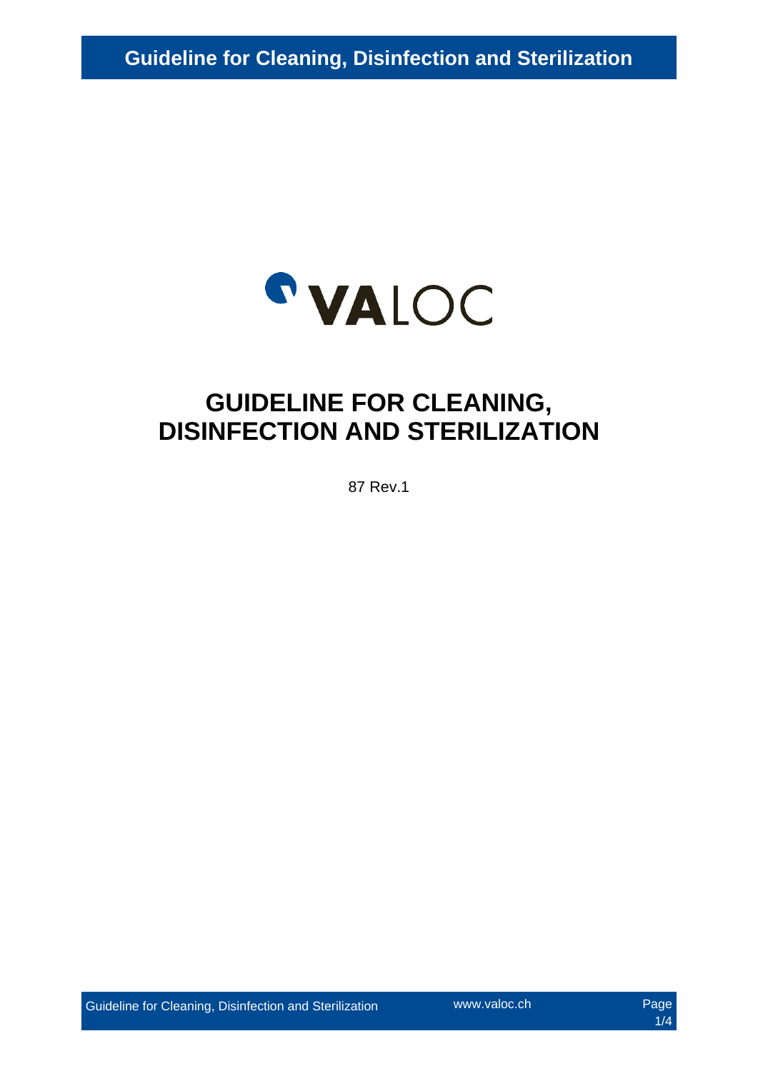VALOC

# GUIDELINE FOR CLEANING, DISINFECTION AND STERILIZATION

87 Rev.1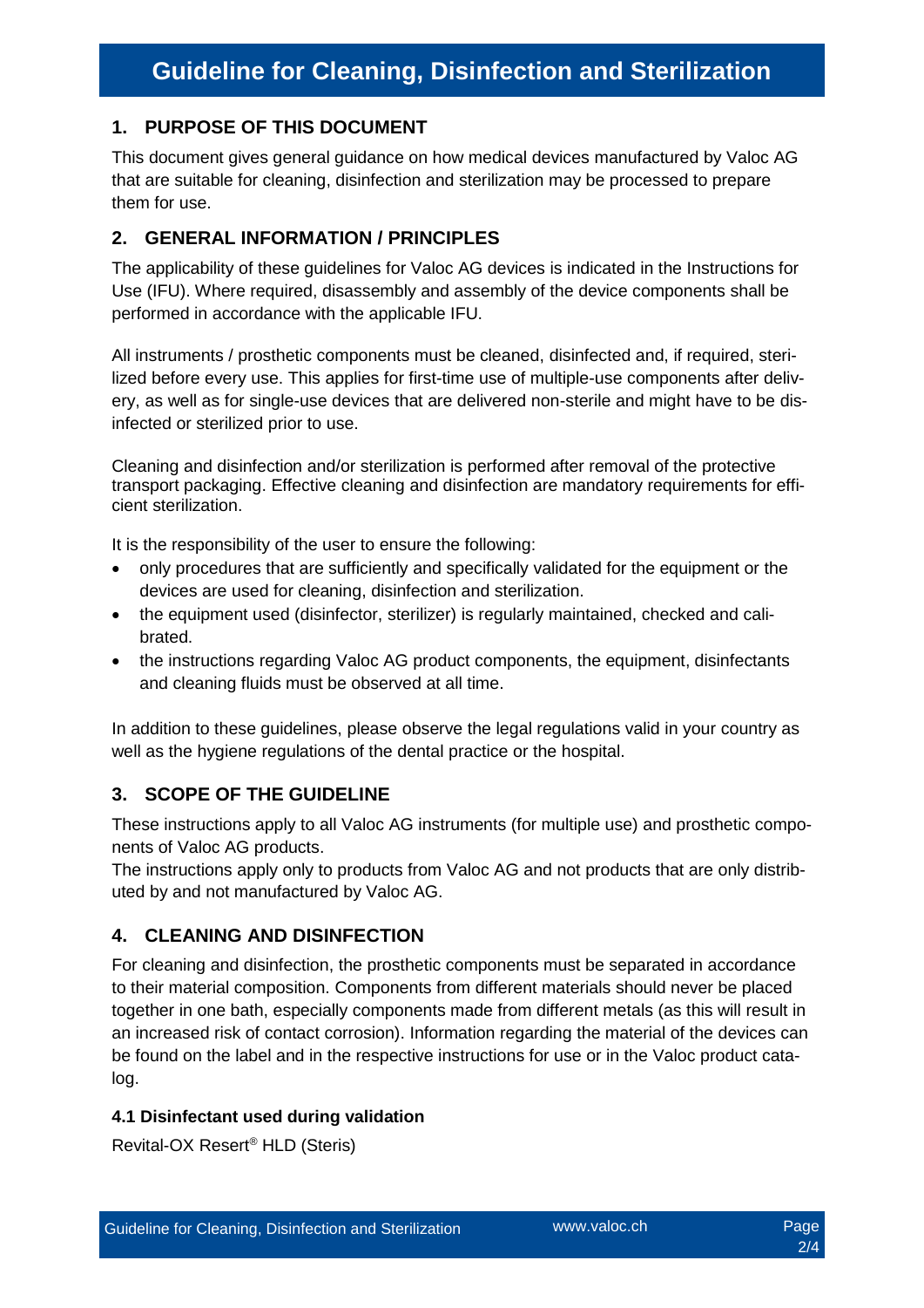# Guideline for Cleaning, Disinfection and Sterilization

## 1. PURPOSE OF THIS DOCUMENT

This document gives general guidance on how medical devices manufactured by Valoc AG that are suitable for cleaning, disinfection and sterilization may be processed to prepare them for use.

## 2. GENERAL INFORMATION / PRINCIPLES

The applicability of these guidelines for Valoc AG devices is indicated in the Instructions for Use (IFU). Where required, disassembly and assembly of the device components shall be performed in accordance with the applicable IFU.

All instruments / prosthetic components must be cleaned, disinfected and, if required, sterilized before every use. This applies for first-time use of multiple-use components after delivery, as well as for single-use devices that are delivered non-sterile and might have to be disinfected or sterilized prior to use.

Cleaning and disinfection and/or sterilization is performed after removal of the protective transport packaging. Effective cleaning and disinfection are mandatory requirements for efficient sterilization.

It is the responsibility of the user to ensure the following:

- only procedures that are sufficiently and specifically validated for the equipment or the devices are used for cleaning, disinfection and sterilization.
- the equipment used (disinfector, sterilizer) is regularly maintained, checked and calibrated.
- the instructions regarding Valoc AG product components, the equipment, disinfectants and cleaning fluids must be observed at all time.

In addition to these guidelines, please observe the legal regulations valid in your country as well as the hygiene regulations of the dental practice or the hospital.

## 3. SCOPE OF THE GUIDELINE

These instructions apply to all Valoc AG instruments (for multiple use) and prosthetic components of Valoc AG products.
The instructions apply only to products from Valoc AG and not products that are only distributed by and not manufactured by Valoc AG.

## 4. CLEANING AND DISINFECTION

For cleaning and disinfection, the prosthetic components must be separated in accordance to their material composition. Components from different materials should never be placed together in one bath, especially components made from different metals (as this will result in an increased risk of contact corrosion). Information regarding the material of the devices can be found on the label and in the respective instructions for use or in the Valoc product catalog.

### 4.1 Disinfectant used during validation

Revital-OX Resert® HLD (Steris)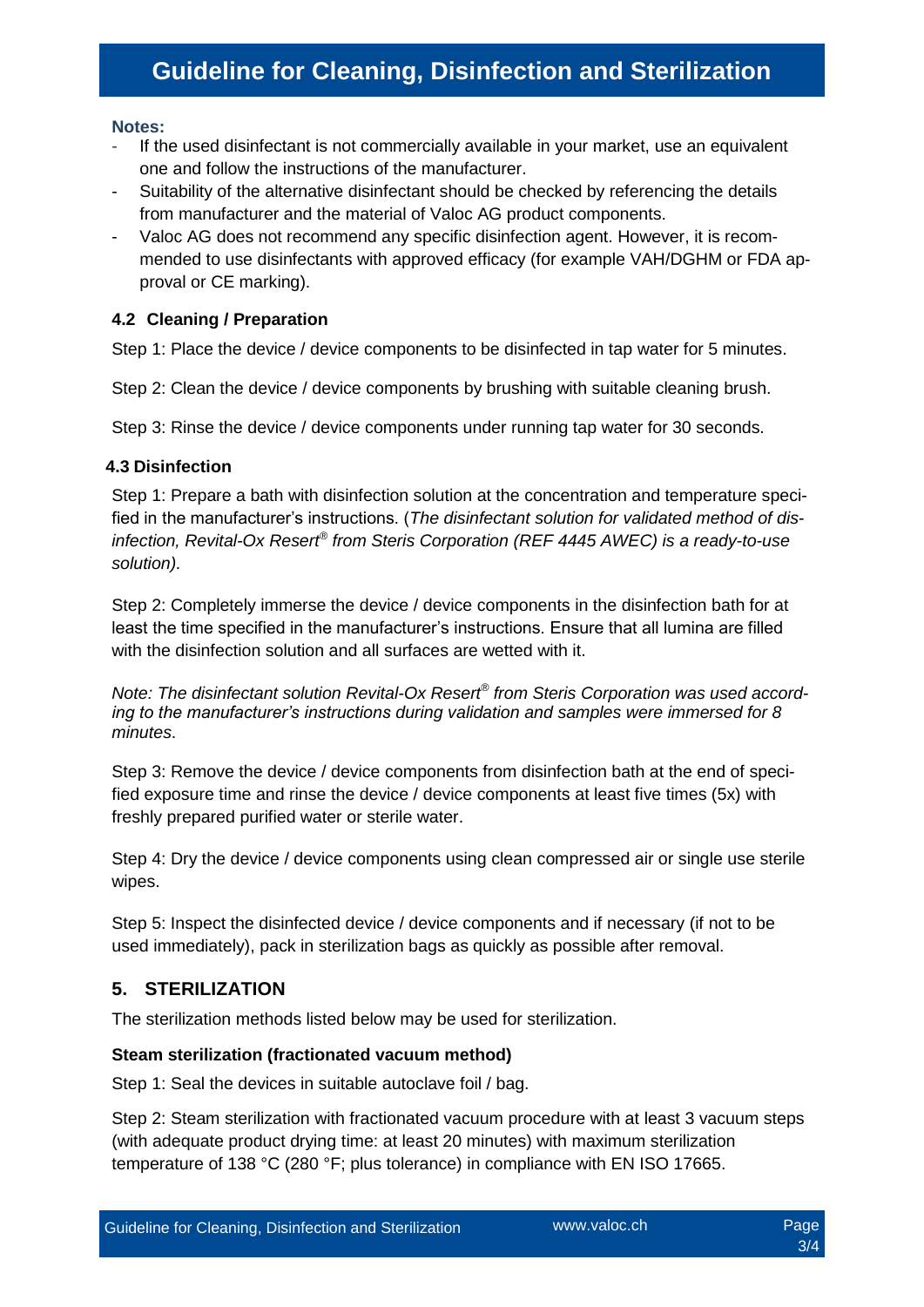**Notes:**

- If the used disinfectant is not commercially available in your market, use an equivalent one and follow the instructions of the manufacturer.
- Suitability of the alternative disinfectant should be checked by referencing the details from manufacturer and the material of Valoc AG product components.
- Valoc AG does not recommend any specific disinfection agent. However, it is recommended to use disinfectants with approved efficacy (for example VAH/DGHM or FDA approval or CE marking).

### 4.2 Cleaning / Preparation

Step 1: Place the device / device components to be disinfected in tap water for 5 minutes.

Step 2: Clean the device / device components by brushing with suitable cleaning brush.

Step 3: Rinse the device / device components under running tap water for 30 seconds.

### 4.3 Disinfection

Step 1: Prepare a bath with disinfection solution at the concentration and temperature specified in the manufacturer's instructions. (*The disinfectant solution for validated method of disinfection, Revital-Ox Resert® from Steris Corporation (REF 4445 AWEC) is a ready-to-use solution).*

Step 2: Completely immerse the device / device components in the disinfection bath for at least the time specified in the manufacturer's instructions. Ensure that all lumina are filled with the disinfection solution and all surfaces are wetted with it.

*Note: The disinfectant solution Revital-Ox Resert® from Steris Corporation was used according to the manufacturer's instructions during validation and samples were immersed for 8 minutes*.

Step 3: Remove the device / device components from disinfection bath at the end of specified exposure time and rinse the device / device components at least five times (5x) with freshly prepared purified water or sterile water.

Step 4: Dry the device / device components using clean compressed air or single use sterile wipes.

Step 5: Inspect the disinfected device / device components and if necessary (if not to be used immediately), pack in sterilization bags as quickly as possible after removal.

## 5. STERILIZATION

The sterilization methods listed below may be used for sterilization.

**Steam sterilization (fractionated vacuum method)**

Step 1: Seal the devices in suitable autoclave foil / bag.

Step 2: Steam sterilization with fractionated vacuum procedure with at least 3 vacuum steps (with adequate product drying time: at least 20 minutes) with maximum sterilization temperature of 138 °C (280 °F; plus tolerance) in compliance with EN ISO 17665.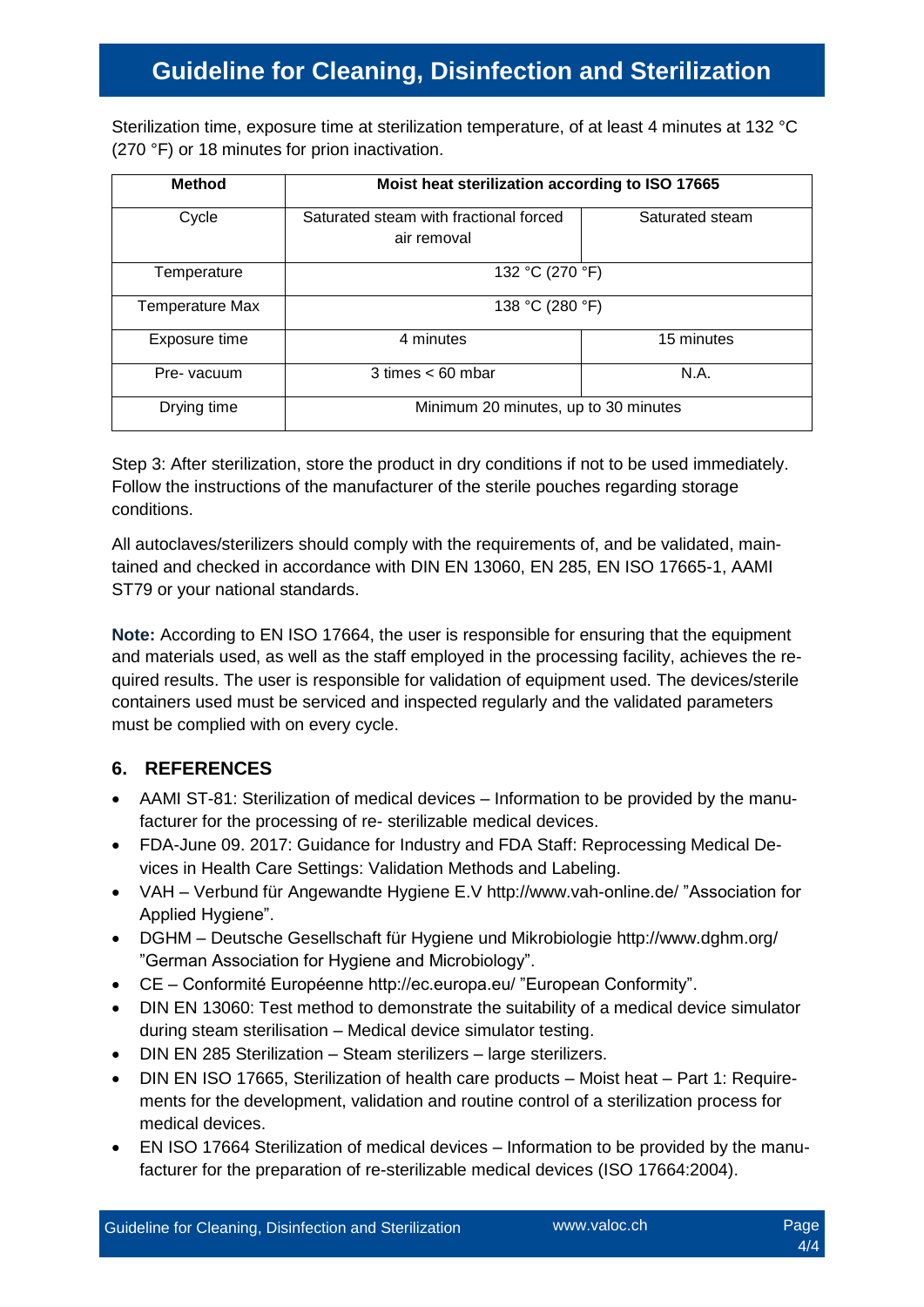Sterilization time, exposure time at sterilization temperature, of at least 4 minutes at 132 °C (270 °F) or 18 minutes for prion inactivation.

| Method | Moist heat sterilization according to ISO 17665 | |
|---|---|---|
| Cycle | Saturated steam with fractional forced air removal | Saturated steam |
| Temperature | 132 °C (270 °F) | |
| Temperature Max | 138 °C (280 °F) | |
| Exposure time | 4 minutes | 15 minutes |
| Pre- vacuum | 3 times < 60 mbar | N.A. |
| Drying time | Minimum 20 minutes, up to 30 minutes | |

Step 3: After sterilization, store the product in dry conditions if not to be used immediately. Follow the instructions of the manufacturer of the sterile pouches regarding storage conditions.

All autoclaves/sterilizers should comply with the requirements of, and be validated, maintained and checked in accordance with DIN EN 13060, EN 285, EN ISO 17665-1, AAMI ST79 or your national standards.

**Note:** According to EN ISO 17664, the user is responsible for ensuring that the equipment and materials used, as well as the staff employed in the processing facility, achieves the required results. The user is responsible for validation of equipment used. The devices/sterile containers used must be serviced and inspected regularly and the validated parameters must be complied with on every cycle.

## 6. REFERENCES

- AAMI ST-81: Sterilization of medical devices – Information to be provided by the manufacturer for the processing of re- sterilizable medical devices.
- FDA-June 09. 2017: Guidance for Industry and FDA Staff: Reprocessing Medical Devices in Health Care Settings: Validation Methods and Labeling.
- VAH – Verbund für Angewandte Hygiene E.V http://www.vah-online.de/ "Association for Applied Hygiene".
- DGHM – Deutsche Gesellschaft für Hygiene und Mikrobiologie http://www.dghm.org/ "German Association for Hygiene and Microbiology".
- CE – Conformité Européenne http://ec.europa.eu/ "European Conformity".
- DIN EN 13060: Test method to demonstrate the suitability of a medical device simulator during steam sterilisation – Medical device simulator testing.
- DIN EN 285 Sterilization – Steam sterilizers – large sterilizers.
- DIN EN ISO 17665, Sterilization of health care products – Moist heat – Part 1: Requirements for the development, validation and routine control of a sterilization process for medical devices.
- EN ISO 17664 Sterilization of medical devices – Information to be provided by the manufacturer for the preparation of re-sterilizable medical devices (ISO 17664:2004).